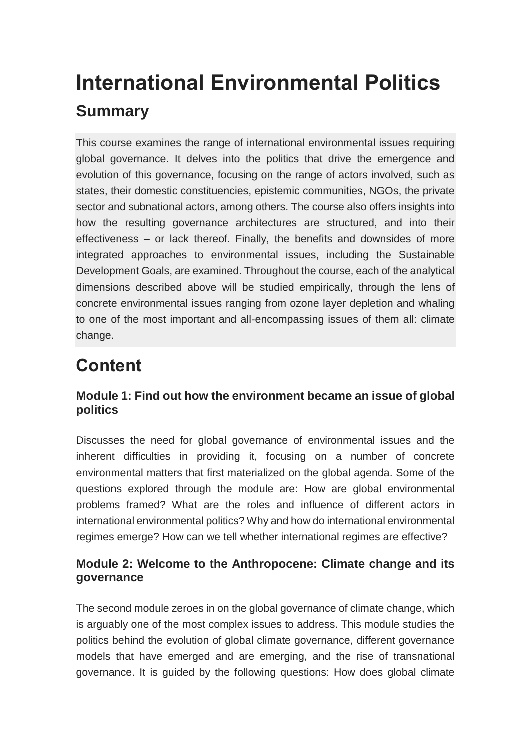# International Environmental Politics

## Summary

This course examines the range of international environmental issues requiring global governance. It delves into the politics that drive the emergence and evolution of this governance, focusing on the range of actors involved, such as states, their domestic constituencies, epistemic communities, NGOs, the private sector and subnational actors, among others. The course also offers insights into how the resulting governance architectures are structured, and into their effectiveness – or lack thereof. Finally, the benefits and downsides of more integrated approaches to environmental issues, including the Sustainable Development Goals, are examined. Throughout the course, each of the analytical dimensions described above will be studied empirically, through the lens of concrete environmental issues ranging from ozone layer depletion and whaling to one of the most important and all-encompassing issues of them all: climate change.

# Content

### Module 1: Find out how the environment became an issue of global politics

Discusses the need for global governance of environmental issues and the inherent difficulties in providing it, focusing on a number of concrete environmental matters that first materialized on the global agenda. Some of the questions explored through the module are: How are global environmental problems framed? What are the roles and influence of different actors in international environmental politics? Why and how do international environmental regimes emerge? How can we tell whether international regimes are effective?

### Module 2: Welcome to the Anthropocene: Climate change and its governance

The second module zeroes in on the global governance of climate change, which is arguably one of the most complex issues to address. This module studies the politics behind the evolution of global climate governance, different governance models that have emerged and are emerging, and the rise of transnational governance. It is guided by the following questions: How does global climate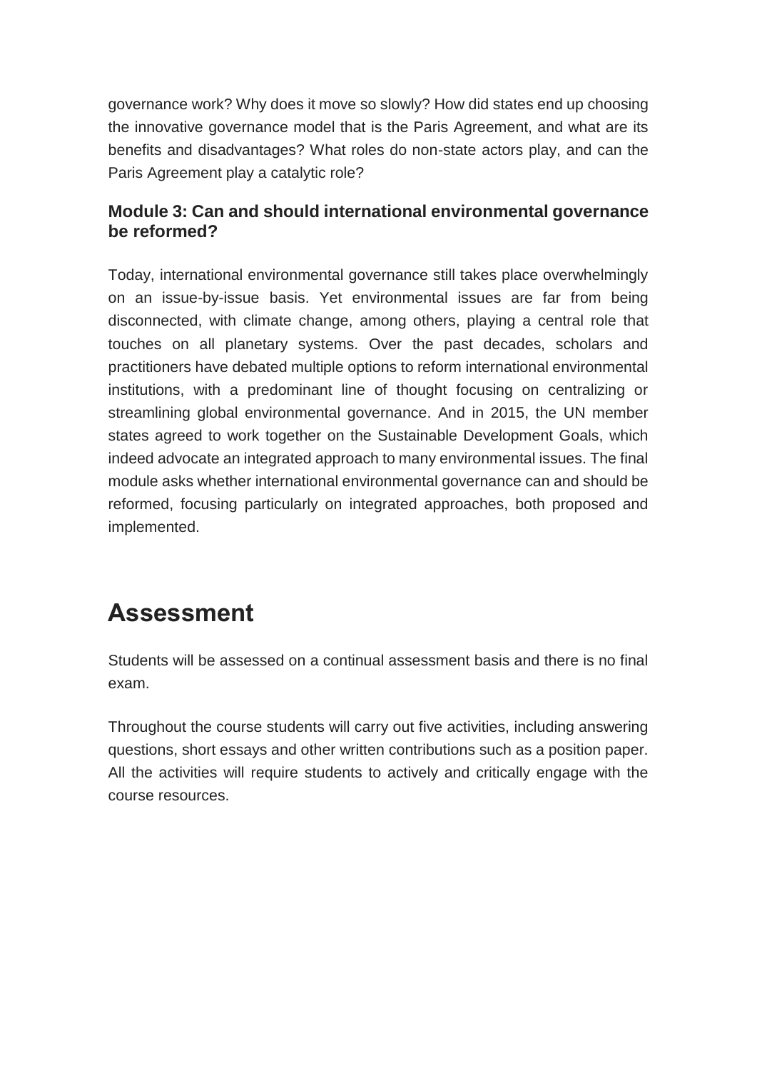governance work? Why does it move so slowly? How did states end up choosing the innovative governance model that is the Paris Agreement, and what are its benefits and disadvantages? What roles do non-state actors play, and can the Paris Agreement play a catalytic role?

### Module 3: Can and should international environmental governance be reformed?

Today, international environmental governance still takes place overwhelmingly on an issue-by-issue basis. Yet environmental issues are far from being disconnected, with climate change, among others, playing a central role that touches on all planetary systems. Over the past decades, scholars and practitioners have debated multiple options to reform international environmental institutions, with a predominant line of thought focusing on centralizing or streamlining global environmental governance. And in 2015, the UN member states agreed to work together on the Sustainable Development Goals, which indeed advocate an integrated approach to many environmental issues. The final module asks whether international environmental governance can and should be reformed, focusing particularly on integrated approaches, both proposed and implemented.

## Assessment

Students will be assessed on a continual assessment basis and there is no final exam.

Throughout the course students will carry out five activities, including answering questions, short essays and other written contributions such as a position paper. All the activities will require students to actively and critically engage with the course resources.